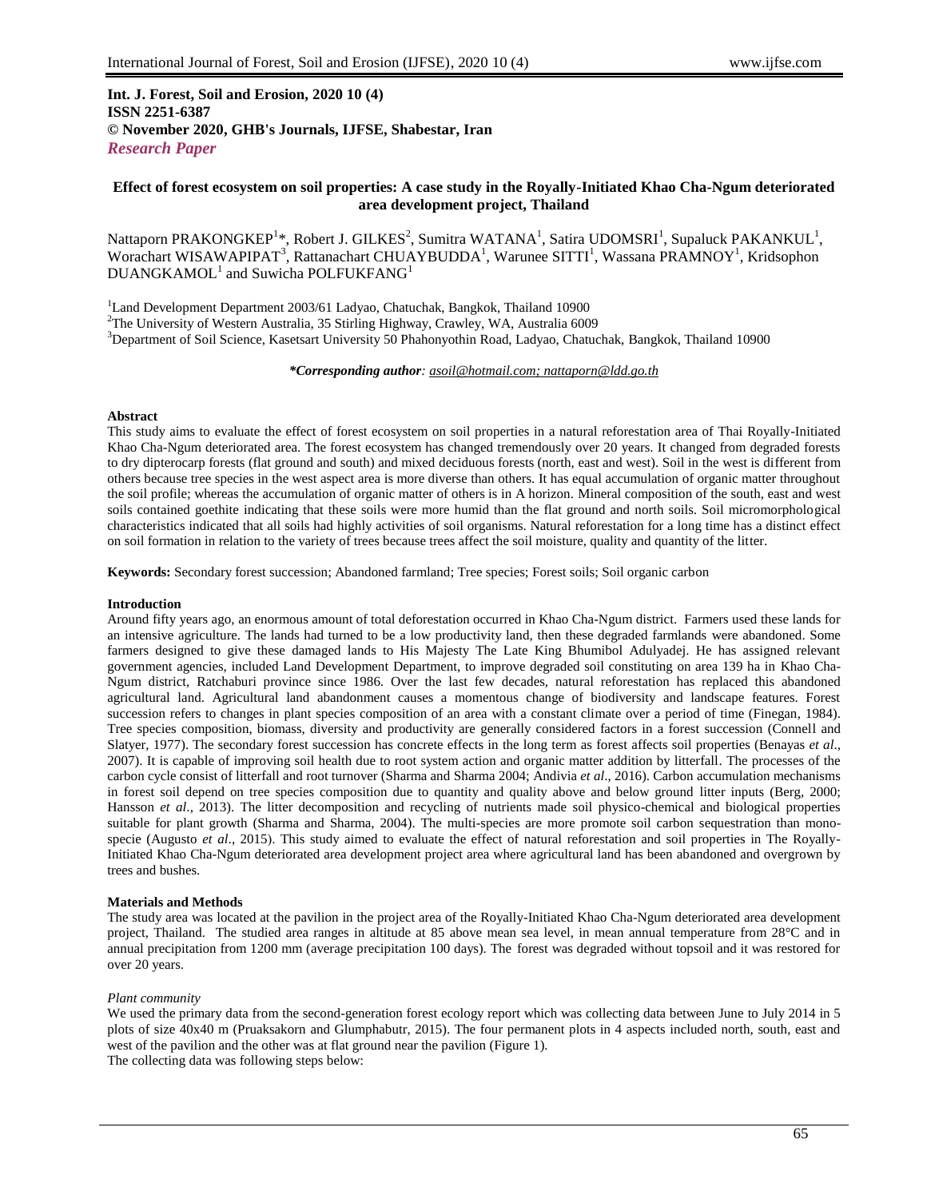**Int. J. Forest, Soil and Erosion, 2020 10 (4)**
**ISSN 2251-6387**
**© November 2020, GHB's Journals, IJFSE, Shabestar, Iran**
*Research Paper*

# Effect of forest ecosystem on soil properties: A case study in the Royally-Initiated Khao Cha-Ngum deteriorated area development project, Thailand

Nattaporn PRAKONGKEP[1]*, Robert J. GILKES[2], Sumitra WATANA[1], Satira UDOMSRI[1], Supaluck PAKANKUL[1], Worachart WISAWAPIPAT[3], Rattanachart CHUAYBUDDA[1], Warunee SITTI[1], Wassana PRAMNOY[1], Kridsophon DUANGKAMOL[1] and Suwicha POLFUKFANG[1]

[1]Land Development Department 2003/61 Ladyao, Chatuchak, Bangkok, Thailand 10900
[2]The University of Western Australia, 35 Stirling Highway, Crawley, WA, Australia 6009
[3]Department of Soil Science, Kasetsart University 50 Phahonyothin Road, Ladyao, Chatuchak, Bangkok, Thailand 10900

***Corresponding author**: *asoil@hotmail.com; nattaporn@ldd.go.th*

## Abstract

This study aims to evaluate the effect of forest ecosystem on soil properties in a natural reforestation area of Thai Royally-Initiated Khao Cha-Ngum deteriorated area. The forest ecosystem has changed tremendously over 20 years. It changed from degraded forests to dry dipterocarp forests (flat ground and south) and mixed deciduous forests (north, east and west). Soil in the west is different from others because tree species in the west aspect area is more diverse than others. It has equal accumulation of organic matter throughout the soil profile; whereas the accumulation of organic matter of others is in A horizon. Mineral composition of the south, east and west soils contained goethite indicating that these soils were more humid than the flat ground and north soils. Soil micromorphological characteristics indicated that all soils had highly activities of soil organisms. Natural reforestation for a long time has a distinct effect on soil formation in relation to the variety of trees because trees affect the soil moisture, quality and quantity of the litter.

**Keywords:** Secondary forest succession; Abandoned farmland; Tree species; Forest soils; Soil organic carbon

## Introduction

Around fifty years ago, an enormous amount of total deforestation occurred in Khao Cha-Ngum district. Farmers used these lands for an intensive agriculture. The lands had turned to be a low productivity land, then these degraded farmlands were abandoned. Some farmers designed to give these damaged lands to His Majesty The Late King Bhumibol Adulyadej. He has assigned relevant government agencies, included Land Development Department, to improve degraded soil constituting on area 139 ha in Khao Cha-Ngum district, Ratchaburi province since 1986. Over the last few decades, natural reforestation has replaced this abandoned agricultural land. Agricultural land abandonment causes a momentous change of biodiversity and landscape features. Forest succession refers to changes in plant species composition of an area with a constant climate over a period of time (Finegan, 1984). Tree species composition, biomass, diversity and productivity are generally considered factors in a forest succession (Connell and Slatyer, 1977). The secondary forest succession has concrete effects in the long term as forest affects soil properties (Benayas *et al*., 2007). It is capable of improving soil health due to root system action and organic matter addition by litterfall. The processes of the carbon cycle consist of litterfall and root turnover (Sharma and Sharma 2004; Andivia *et al*., 2016). Carbon accumulation mechanisms in forest soil depend on tree species composition due to quantity and quality above and below ground litter inputs (Berg, 2000; Hansson *et al*., 2013). The litter decomposition and recycling of nutrients made soil physico-chemical and biological properties suitable for plant growth (Sharma and Sharma, 2004). The multi-species are more promote soil carbon sequestration than mono-specie (Augusto *et al*., 2015). This study aimed to evaluate the effect of natural reforestation and soil properties in The Royally-Initiated Khao Cha-Ngum deteriorated area development project area where agricultural land has been abandoned and overgrown by trees and bushes.

## Materials and Methods

The study area was located at the pavilion in the project area of the Royally-Initiated Khao Cha-Ngum deteriorated area development project, Thailand. The studied area ranges in altitude at 85 above mean sea level, in mean annual temperature from 28°C and in annual precipitation from 1200 mm (average precipitation 100 days). The forest was degraded without topsoil and it was restored for over 20 years.

### *Plant community*

We used the primary data from the second-generation forest ecology report which was collecting data between June to July 2014 in 5 plots of size 40x40 m (Pruaksakorn and Glumphabutr, 2015). The four permanent plots in 4 aspects included north, south, east and west of the pavilion and the other was at flat ground near the pavilion (Figure 1).

The collecting data was following steps below: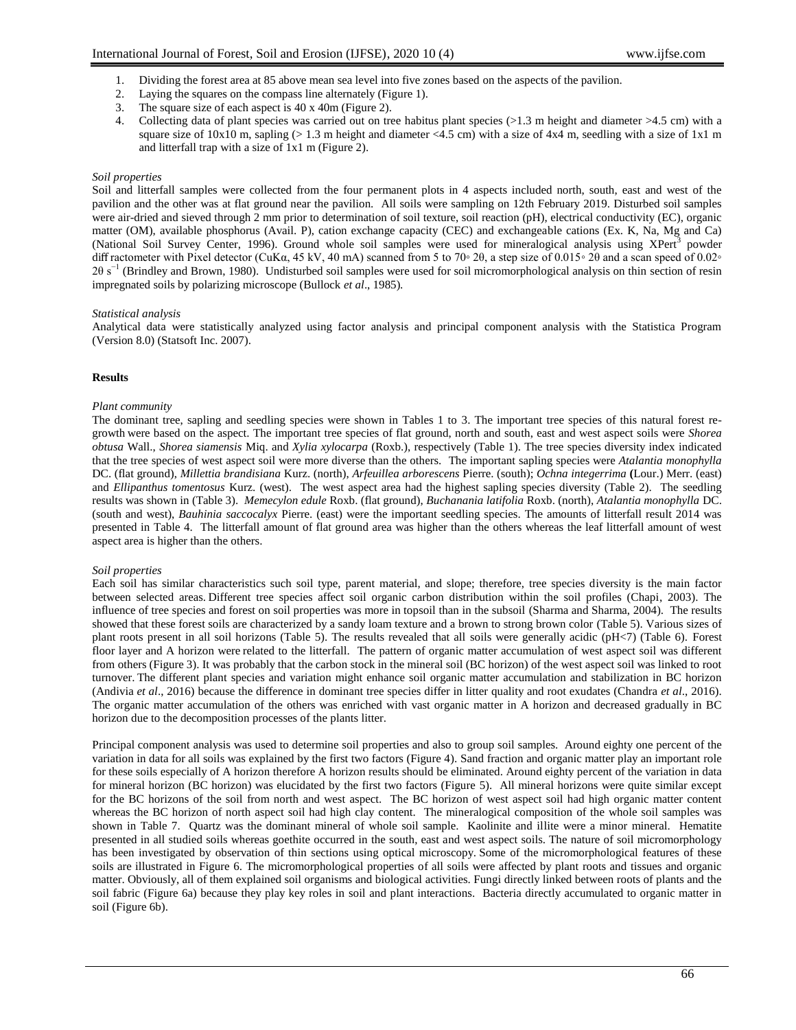1. Dividing the forest area at 85 above mean sea level into five zones based on the aspects of the pavilion.
2. Laying the squares on the compass line alternately (Figure 1).
3. The square size of each aspect is 40 x 40m (Figure 2).
4. Collecting data of plant species was carried out on tree habitus plant species (>1.3 m height and diameter >4.5 cm) with a square size of 10x10 m, sapling (> 1.3 m height and diameter <4.5 cm) with a size of 4x4 m, seedling with a size of 1x1 m and litterfall trap with a size of 1x1 m (Figure 2).

*Soil properties*

Soil and litterfall samples were collected from the four permanent plots in 4 aspects included north, south, east and west of the pavilion and the other was at flat ground near the pavilion. All soils were sampling on 12th February 2019. Disturbed soil samples were air-dried and sieved through 2 mm prior to determination of soil texture, soil reaction (pH), electrical conductivity (EC), organic matter (OM), available phosphorus (Avail. P), cation exchange capacity (CEC) and exchangeable cations (Ex. K, Na, Mg and Ca) (National Soil Survey Center, 1996). Ground whole soil samples were used for mineralogical analysis using XPert[3] powder diffractometer with Pixel detector (CuKα, 45 kV, 40 mA) scanned from 5 to 70◦ 2θ, a step size of 0.015◦ 2θ and a scan speed of 0.02◦ 2θ $s^{-1}$ (Brindley and Brown, 1980). Undisturbed soil samples were used for soil micromorphological analysis on thin section of resin impregnated soils by polarizing microscope (Bullock *et al*., 1985).

*Statistical analysis*

Analytical data were statistically analyzed using factor analysis and principal component analysis with the Statistica Program (Version 8.0) (Statsoft Inc. 2007).

**Results**

*Plant community*

The dominant tree, sapling and seedling species were shown in Tables 1 to 3. The important tree species of this natural forest re-growth were based on the aspect. The important tree species of flat ground, north and south, east and west aspect soils were *Shorea obtusa* Wall., *Shorea siamensis* Miq. and *Xylia xylocarpa* (Roxb.), respectively (Table 1). The tree species diversity index indicated that the tree species of west aspect soil were more diverse than the others. The important sapling species were *Atalantia monophylla* DC. (flat ground), *Millettia brandisiana* Kurz. (north), *Arfeuillea arborescens* Pierre. (south); *Ochna integerrima* **(**Lour.) Merr. (east) and *Ellipanthus tomentosus* Kurz. (west). The west aspect area had the highest sapling species diversity (Table 2). The seedling results was shown in (Table 3). *Memecylon edule* Roxb. (flat ground), *Buchanania latifolia* Roxb. (north), *Atalantia monophylla* DC. (south and west), *Bauhinia saccocalyx* Pierre. (east) were the important seedling species. The amounts of litterfall result 2014 was presented in Table 4. The litterfall amount of flat ground area was higher than the others whereas the leaf litterfall amount of west aspect area is higher than the others.

*Soil properties*

Each soil has similar characteristics such soil type, parent material, and slope; therefore, tree species diversity is the main factor between selected areas. Different tree species affect soil organic carbon distribution within the soil profiles (Chapi, 2003). The influence of tree species and forest on soil properties was more in topsoil than in the subsoil (Sharma and Sharma, 2004). The results showed that these forest soils are characterized by a sandy loam texture and a brown to strong brown color (Table 5). Various sizes of plant roots present in all soil horizons (Table 5). The results revealed that all soils were generally acidic (pH<7) (Table 6). Forest floor layer and A horizon were related to the litterfall. The pattern of organic matter accumulation of west aspect soil was different from others (Figure 3). It was probably that the carbon stock in the mineral soil (BC horizon) of the west aspect soil was linked to root turnover. The different plant species and variation might enhance soil organic matter accumulation and stabilization in BC horizon (Andivia *et al*., 2016) because the difference in dominant tree species differ in litter quality and root exudates (Chandra *et al*., 2016). The organic matter accumulation of the others was enriched with vast organic matter in A horizon and decreased gradually in BC horizon due to the decomposition processes of the plants litter.

Principal component analysis was used to determine soil properties and also to group soil samples. Around eighty one percent of the variation in data for all soils was explained by the first two factors (Figure 4). Sand fraction and organic matter play an important role for these soils especially of A horizon therefore A horizon results should be eliminated. Around eighty percent of the variation in data for mineral horizon (BC horizon) was elucidated by the first two factors (Figure 5). All mineral horizons were quite similar except for the BC horizons of the soil from north and west aspect. The BC horizon of west aspect soil had high organic matter content whereas the BC horizon of north aspect soil had high clay content. The mineralogical composition of the whole soil samples was shown in Table 7. Quartz was the dominant mineral of whole soil sample. Kaolinite and illite were a minor mineral. Hematite presented in all studied soils whereas goethite occurred in the south, east and west aspect soils. The nature of soil micromorphology has been investigated by observation of thin sections using optical microscopy. Some of the micromorphological features of these soils are illustrated in Figure 6. The micromorphological properties of all soils were affected by plant roots and tissues and organic matter. Obviously, all of them explained soil organisms and biological activities. Fungi directly linked between roots of plants and the soil fabric (Figure 6a) because they play key roles in soil and plant interactions. Bacteria directly accumulated to organic matter in soil (Figure 6b).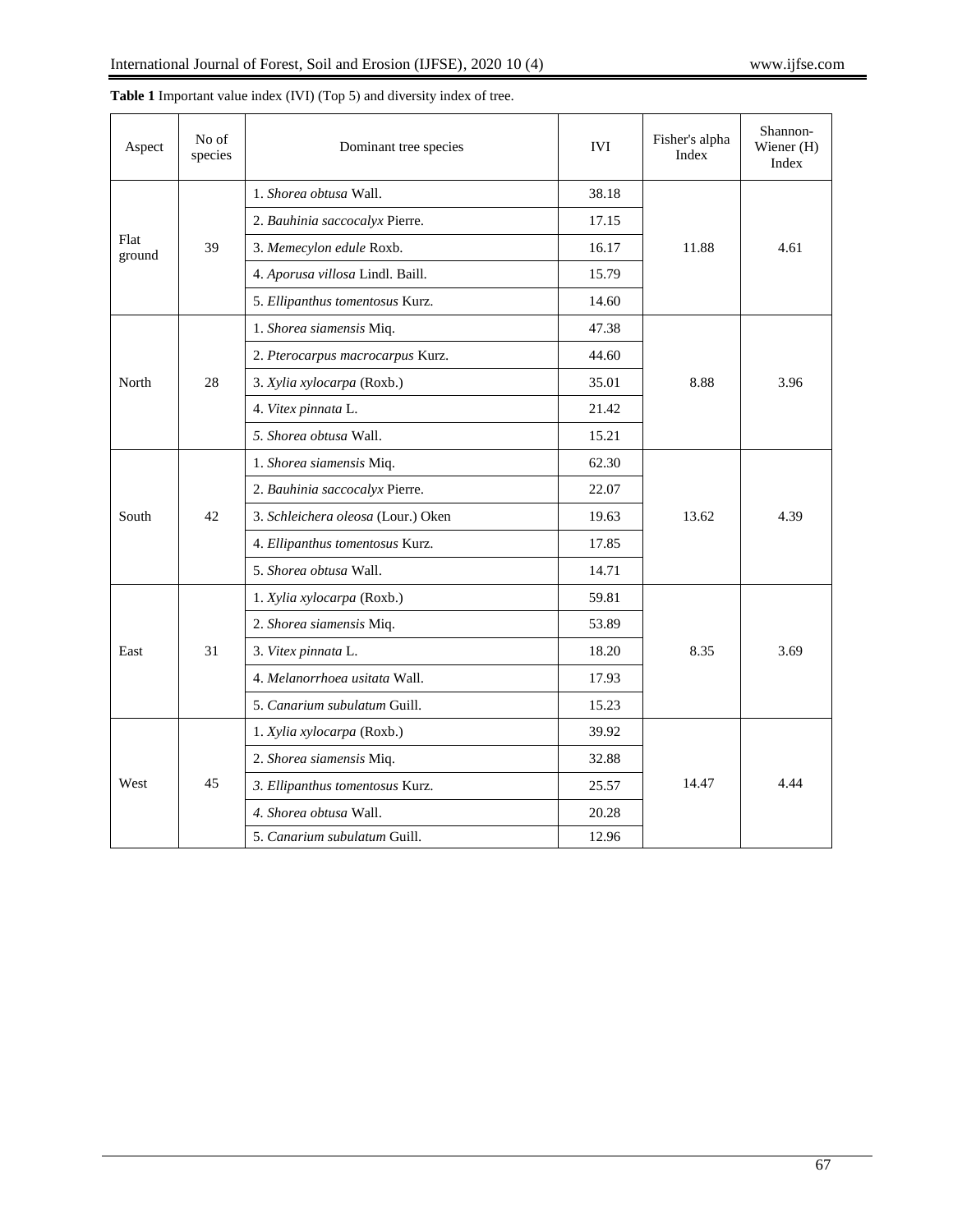**Table 1** Important value index (IVI) (Top 5) and diversity index of tree.

| Aspect | No of species | Dominant tree species | IVI | Fisher's alpha Index | Shannon-Wiener (H) Index |
|---|---|---|---|---|---|
| Flat ground | 39 | 1. *Shorea obtusa* Wall. | 38.18 | 11.88 | 4.61 |
| | | 2. *Bauhinia saccocalyx* Pierre. | 17.15 | | |
| | | 3. *Memecylon edule* Roxb. | 16.17 | | |
| | | 4. *Aporusa villosa* Lindl. Baill. | 15.79 | | |
| | | 5. *Ellipanthus tomentosus* Kurz. | 14.60 | | |
| North | 28 | 1. *Shorea siamensis* Miq. | 47.38 | 8.88 | 3.96 |
| | | 2. *Pterocarpus macrocarpus* Kurz. | 44.60 | | |
| | | 3. *Xylia xylocarpa* (Roxb.) | 35.01 | | |
| | | 4. *Vitex pinnata* L. | 21.42 | | |
| | | 5. *Shorea obtusa* Wall. | 15.21 | | |
| South | 42 | 1. *Shorea siamensis* Miq. | 62.30 | 13.62 | 4.39 |
| | | 2. *Bauhinia saccocalyx* Pierre. | 22.07 | | |
| | | 3. *Schleichera oleosa* (Lour.) Oken | 19.63 | | |
| | | 4. *Ellipanthus tomentosus* Kurz. | 17.85 | | |
| | | 5. *Shorea obtusa* Wall. | 14.71 | | |
| East | 31 | 1. *Xylia xylocarpa* (Roxb.) | 59.81 | 8.35 | 3.69 |
| | | 2. *Shorea siamensis* Miq. | 53.89 | | |
| | | 3. *Vitex pinnata* L. | 18.20 | | |
| | | 4. *Melanorrhoea usitata* Wall. | 17.93 | | |
| | | 5. *Canarium subulatum* Guill. | 15.23 | | |
| West | 45 | 1. *Xylia xylocarpa* (Roxb.) | 39.92 | 14.47 | 4.44 |
| | | 2. *Shorea siamensis* Miq. | 32.88 | | |
| | | 3. *Ellipanthus tomentosus* Kurz. | 25.57 | | |
| | | 4. *Shorea obtusa* Wall. | 20.28 | | |
| | | 5. *Canarium subulatum* Guill. | 12.96 | | |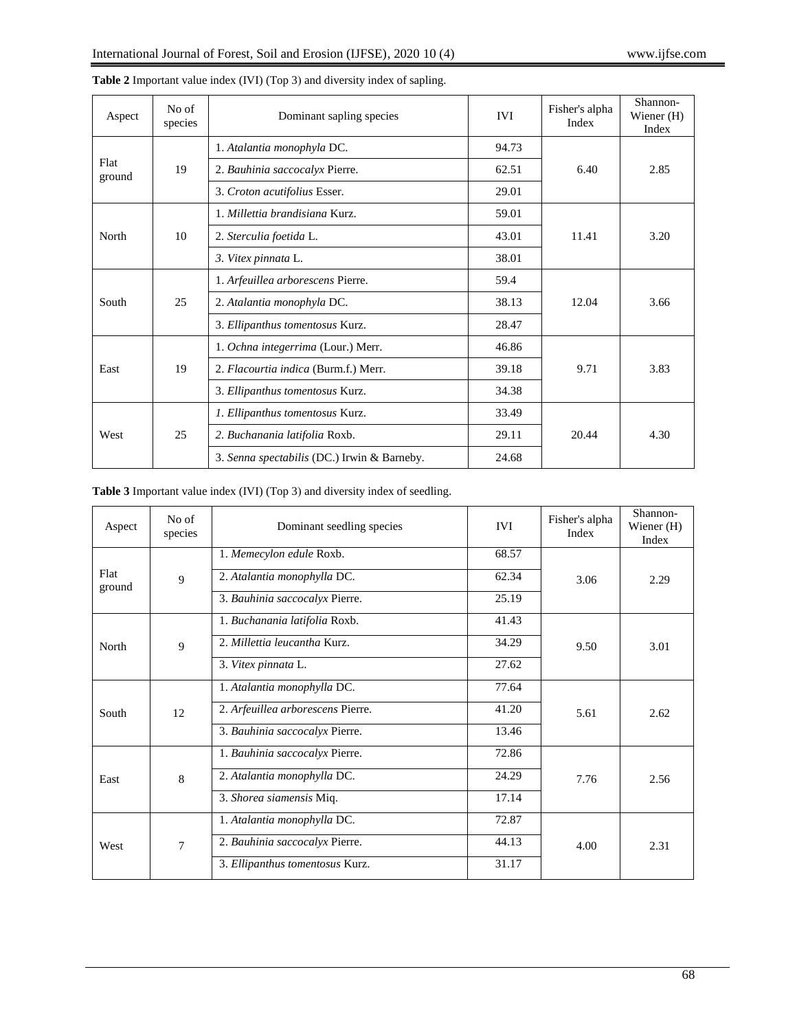**Table 2** Important value index (IVI) (Top 3) and diversity index of sapling.

| Aspect | No of species | Dominant sapling species | IVI | Fisher's alpha Index | Shannon-Wiener (H) Index |
|---|---|---|---|---|---|
| Flat ground | 19 | 1. *Atalantia monophyla* DC. | 94.73 | 6.40 | 2.85 |
| | | 2. *Bauhinia saccocalyx* Pierre. | 62.51 | | |
| | | 3. *Croton acutifolius* Esser. | 29.01 | | |
| North | 10 | 1. *Millettia brandisiana* Kurz. | 59.01 | 11.41 | 3.20 |
| | | 2. *Sterculia foetida* L. | 43.01 | | |
| | | *3. Vitex pinnata* L. | 38.01 | | |
| South | 25 | 1. *Arfeuillea arborescens* Pierre. | 59.4 | 12.04 | 3.66 |
| | | 2. *Atalantia monophyla* DC. | 38.13 | | |
| | | 3. *Ellipanthus tomentosus* Kurz. | 28.47 | | |
| East | 19 | 1. *Ochna integerrima* (Lour.) Merr. | 46.86 | 9.71 | 3.83 |
| | | 2. *Flacourtia indica* (Burm.f.) Merr. | 39.18 | | |
| | | 3. *Ellipanthus tomentosus* Kurz. | 34.38 | | |
| West | 25 | *1. Ellipanthus tomentosus* Kurz. | 33.49 | 20.44 | 4.30 |
| | | *2. Buchanania latifolia* Roxb. | 29.11 | | |
| | | 3. *Senna spectabilis* (DC.) Irwin & Barneby. | 24.68 | | |

**Table 3** Important value index (IVI) (Top 3) and diversity index of seedling.

| Aspect | No of species | Dominant seedling species | IVI | Fisher's alpha Index | Shannon-Wiener (H) Index |
|---|---|---|---|---|---|
| Flat ground | 9 | 1. *Memecylon edule* Roxb. | 68.57 | 3.06 | 2.29 |
| | | 2. *Atalantia monophylla* DC. | 62.34 | | |
| | | 3. *Bauhinia saccocalyx* Pierre. | 25.19 | | |
| North | 9 | 1. *Buchanania latifolia* Roxb. | 41.43 | 9.50 | 3.01 |
| | | 2. *Millettia leucantha* Kurz. | 34.29 | | |
| | | 3. *Vitex pinnata* L. | 27.62 | | |
| South | 12 | 1. *Atalantia monophylla* DC. | 77.64 | 5.61 | 2.62 |
| | | 2. *Arfeuillea arborescens* Pierre. | 41.20 | | |
| | | 3. *Bauhinia saccocalyx* Pierre. | 13.46 | | |
| East | 8 | 1. *Bauhinia saccocalyx* Pierre. | 72.86 | 7.76 | 2.56 |
| | | 2. *Atalantia monophylla* DC. | 24.29 | | |
| | | 3. *Shorea siamensis* Miq. | 17.14 | | |
| West | 7 | 1. *Atalantia monophylla* DC. | 72.87 | 4.00 | 2.31 |
| | | 2. *Bauhinia saccocalyx* Pierre. | 44.13 | | |
| | | 3. *Ellipanthus tomentosus* Kurz. | 31.17 | | |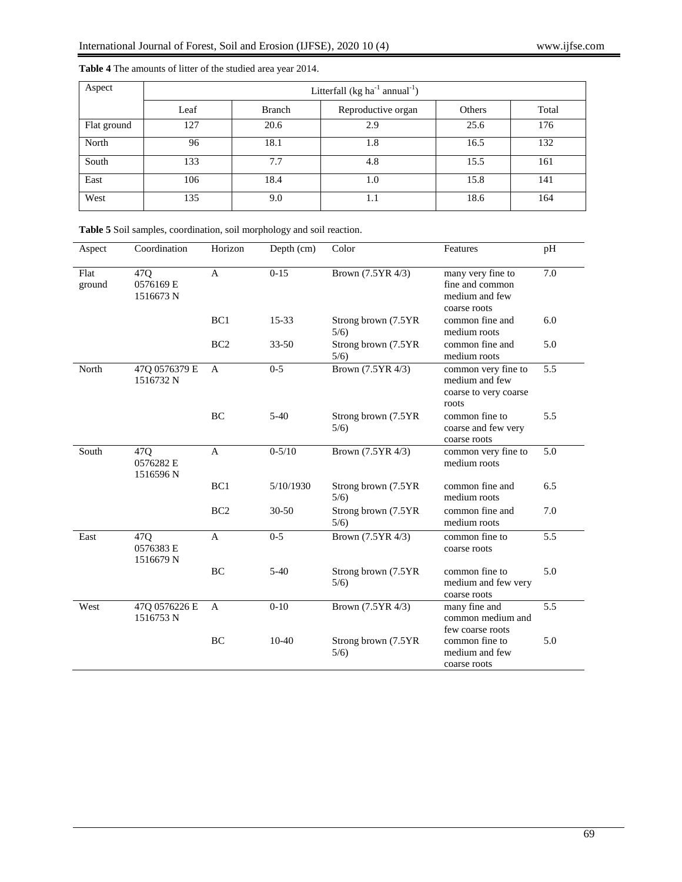**Table 4** The amounts of litter of the studied area year 2014.

| Aspect | Litterfall (kg ha$^{-1}$ annual$^{-1}$) | | | | |
|---|---|---|---|---|---|
| | Leaf | Branch | Reproductive organ | Others | Total |
| Flat ground | 127 | 20.6 | 2.9 | 25.6 | 176 |
| North | 96 | 18.1 | 1.8 | 16.5 | 132 |
| South | 133 | 7.7 | 4.8 | 15.5 | 161 |
| East | 106 | 18.4 | 1.0 | 15.8 | 141 |
| West | 135 | 9.0 | 1.1 | 18.6 | 164 |

**Table 5** Soil samples, coordination, soil morphology and soil reaction.

| Aspect | Coordination | Horizon | Depth (cm) | Color | Features | pH |
|---|---|---|---|---|---|---|
| Flat ground | 47Q 0576169 E 1516673 N | A | 0-15 | Brown (7.5YR 4/3) | many very fine to fine and common medium and few coarse roots | 7.0 |
| | | BC1 | 15-33 | Strong brown (7.5YR 5/6) | common fine and medium roots | 6.0 |
| | | BC2 | 33-50 | Strong brown (7.5YR 5/6) | common fine and medium roots | 5.0 |
| North | 47Q 0576379 E 1516732 N | A | 0-5 | Brown (7.5YR 4/3) | common very fine to medium and few coarse to very coarse roots | 5.5 |
| | | BC | 5-40 | Strong brown (7.5YR 5/6) | common fine to coarse and few very coarse roots | 5.5 |
| South | 47Q 0576282 E 1516596 N | A | 0-5/10 | Brown (7.5YR 4/3) | common very fine to medium roots | 5.0 |
| | | BC1 | 5/10/1930 | Strong brown (7.5YR 5/6) | common fine and medium roots | 6.5 |
| | | BC2 | 30-50 | Strong brown (7.5YR 5/6) | common fine and medium roots | 7.0 |
| East | 47Q 0576383 E 1516679 N | A | 0-5 | Brown (7.5YR 4/3) | common fine to coarse roots | 5.5 |
| | | BC | 5-40 | Strong brown (7.5YR 5/6) | common fine to medium and few very coarse roots | 5.0 |
| West | 47Q 0576226 E 1516753 N | A | 0-10 | Brown (7.5YR 4/3) | many fine and common medium and few coarse roots | 5.5 |
| | | BC | 10-40 | Strong brown (7.5YR 5/6) | common fine to medium and few coarse roots | 5.0 |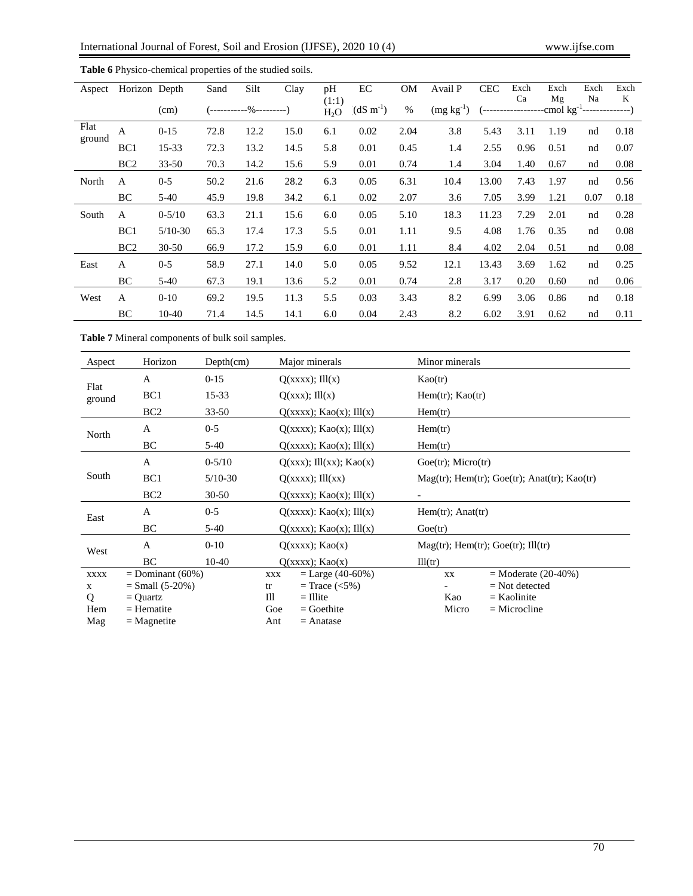**Table 6** Physico-chemical properties of the studied soils.

| Aspect | Horizon | Depth | Sand | Silt | Clay | pH (1:1) | EC | OM | Avail P | CEC | Exch Ca | Exch Mg | Exch Na | Exch K |
|---|---|---|---|---|---|---|---|---|---|---|---|---|---|---|
| | | (cm) | (-----------%---------) | | | $H_2O$ | $(dS\ m^{-1})$ | % | $(mg\ kg^{-1})$ | (------------------cmol $kg^{-1}$--------------) | | | | |
| Flat ground | A | 0-15 | 72.8 | 12.2 | 15.0 | 6.1 | 0.02 | 2.04 | 3.8 | 5.43 | 3.11 | 1.19 | nd | 0.18 |
| | BC1 | 15-33 | 72.3 | 13.2 | 14.5 | 5.8 | 0.01 | 0.45 | 1.4 | 2.55 | 0.96 | 0.51 | nd | 0.07 |
| | BC2 | 33-50 | 70.3 | 14.2 | 15.6 | 5.9 | 0.01 | 0.74 | 1.4 | 3.04 | 1.40 | 0.67 | nd | 0.08 |
| North | A | 0-5 | 50.2 | 21.6 | 28.2 | 6.3 | 0.05 | 6.31 | 10.4 | 13.00 | 7.43 | 1.97 | nd | 0.56 |
| | BC | 5-40 | 45.9 | 19.8 | 34.2 | 6.1 | 0.02 | 2.07 | 3.6 | 7.05 | 3.99 | 1.21 | 0.07 | 0.18 |
| South | A | 0-5/10 | 63.3 | 21.1 | 15.6 | 6.0 | 0.05 | 5.10 | 18.3 | 11.23 | 7.29 | 2.01 | nd | 0.28 |
| | BC1 | 5/10-30 | 65.3 | 17.4 | 17.3 | 5.5 | 0.01 | 1.11 | 9.5 | 4.08 | 1.76 | 0.35 | nd | 0.08 |
| | BC2 | 30-50 | 66.9 | 17.2 | 15.9 | 6.0 | 0.01 | 1.11 | 8.4 | 4.02 | 2.04 | 0.51 | nd | 0.08 |
| East | A | 0-5 | 58.9 | 27.1 | 14.0 | 5.0 | 0.05 | 9.52 | 12.1 | 13.43 | 3.69 | 1.62 | nd | 0.25 |
| | BC | 5-40 | 67.3 | 19.1 | 13.6 | 5.2 | 0.01 | 0.74 | 2.8 | 3.17 | 0.20 | 0.60 | nd | 0.06 |
| West | A | 0-10 | 69.2 | 19.5 | 11.3 | 5.5 | 0.03 | 3.43 | 8.2 | 6.99 | 3.06 | 0.86 | nd | 0.18 |
| | BC | 10-40 | 71.4 | 14.5 | 14.1 | 6.0 | 0.04 | 2.43 | 8.2 | 6.02 | 3.91 | 0.62 | nd | 0.11 |

**Table 7** Mineral components of bulk soil samples.

| Aspect | Horizon | Depth(cm) | Major minerals | Minor minerals |
|---|---|---|---|---|
| Flat ground | A | 0-15 | Q(xxxx); Ill(x) | Kao(tr) |
| | BC1 | 15-33 | Q(xxx); Ill(x) | Hem(tr); Kao(tr) |
| | BC2 | 33-50 | Q(xxxx); Kao(x); Ill(x) | Hem(tr) |
| North | A | 0-5 | Q(xxxx); Kao(x); Ill(x) | Hem(tr) |
| | BC | 5-40 | Q(xxxx); Kao(x); Ill(x) | Hem(tr) |
| South | A | 0-5/10 | Q(xxx); Ill(xx); Kao(x) | Goe(tr); Micro(tr) |
| | BC1 | 5/10-30 | Q(xxxx); Ill(xx) | Mag(tr); Hem(tr); Goe(tr); Anat(tr); Kao(tr) |
| | BC2 | 30-50 | Q(xxxx); Kao(x); Ill(x) | - |
| East | A | 0-5 | Q(xxxx): Kao(x); Ill(x) | Hem(tr); Anat(tr) |
| | BC | 5-40 | Q(xxxx); Kao(x); Ill(x) | Goe(tr) |
| West | A | 0-10 | Q(xxxx); Kao(x) | Mag(tr); Hem(tr); Goe(tr); Ill(tr) |
| | BC | 10-40 | Q(xxxx); Kao(x) | Ill(tr) |

xxxx = Dominant (60%); xxx = Large (40-60%); xx = Moderate (20-40%); x = Small (5-20%); tr = Trace (<5%); - = Not detected; Q = Quartz; Ill = Illite; Kao = Kaolinite; Hem = Hematite; Goe = Goethite; Micro = Microcline; Mag = Magnetite; Ant = Anatase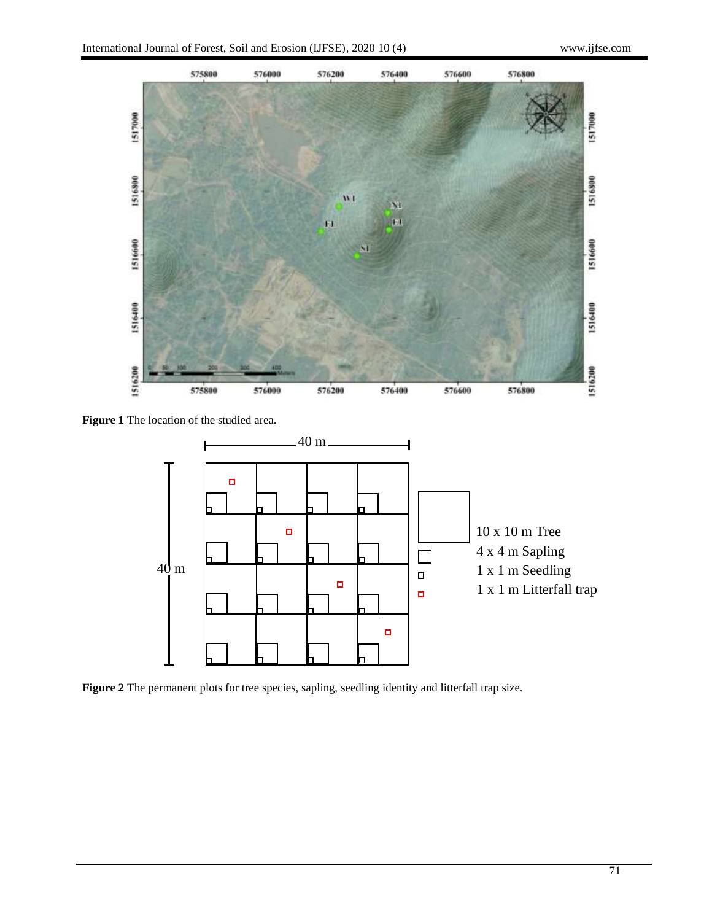**Figure 1** The location of the studied area.

**Figure 2** The permanent plots for tree species, sapling, seedling identity and litterfall trap size.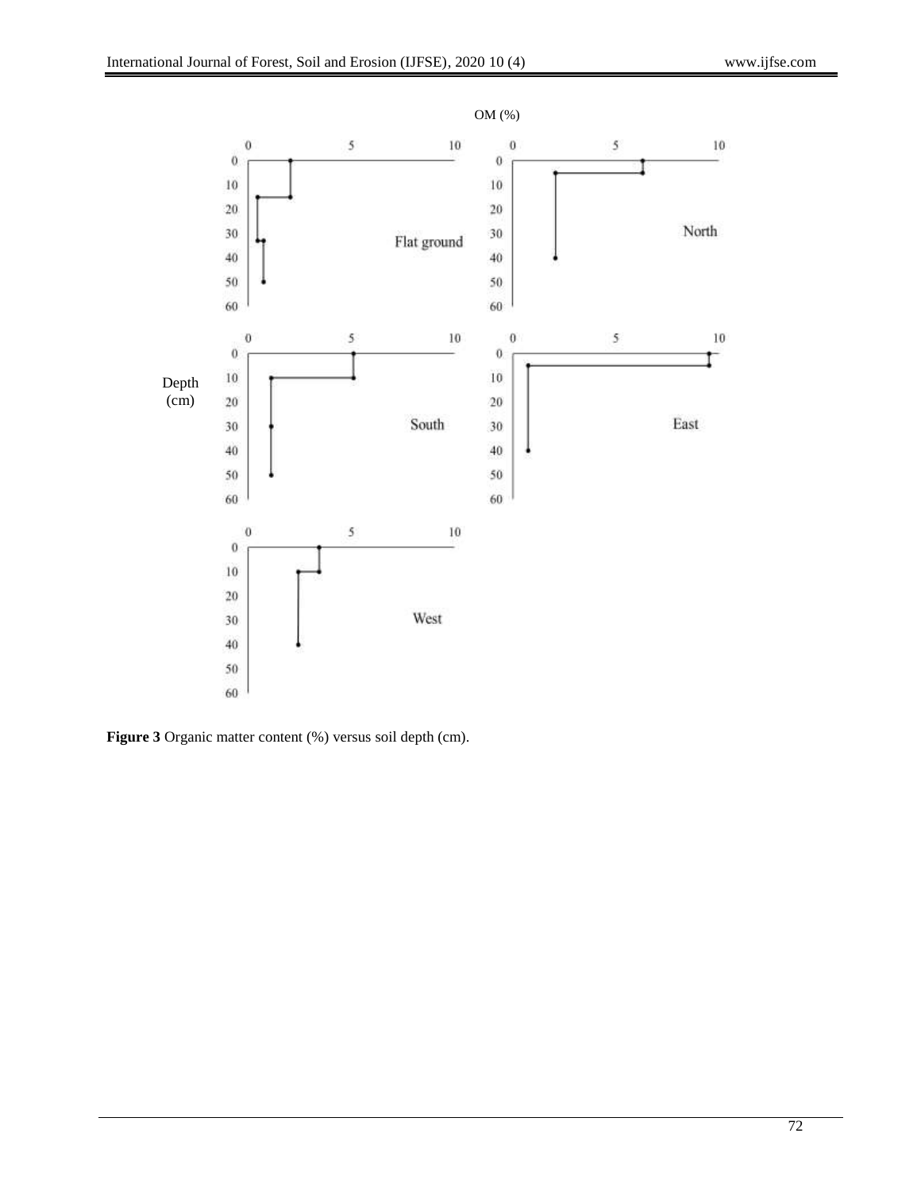**Figure 3** Organic matter content (%) versus soil depth (cm).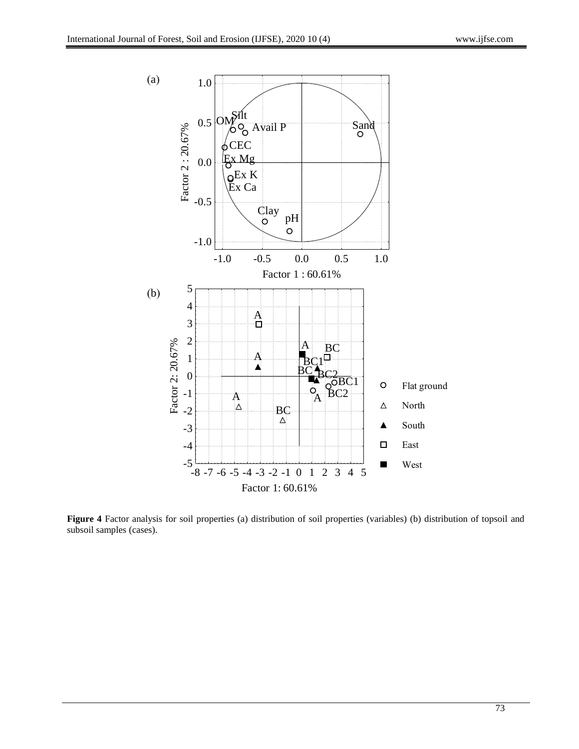**Figure 4** Factor analysis for soil properties (a) distribution of soil properties (variables) (b) distribution of topsoil and subsoil samples (cases).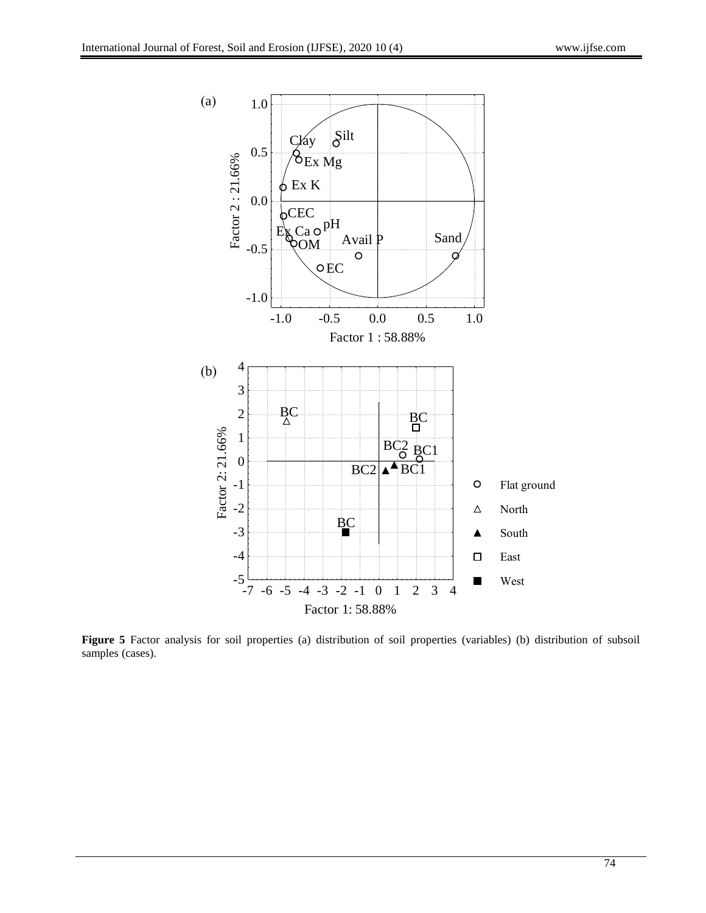**Figure 5** Factor analysis for soil properties (a) distribution of soil properties (variables) (b) distribution of subsoil samples (cases).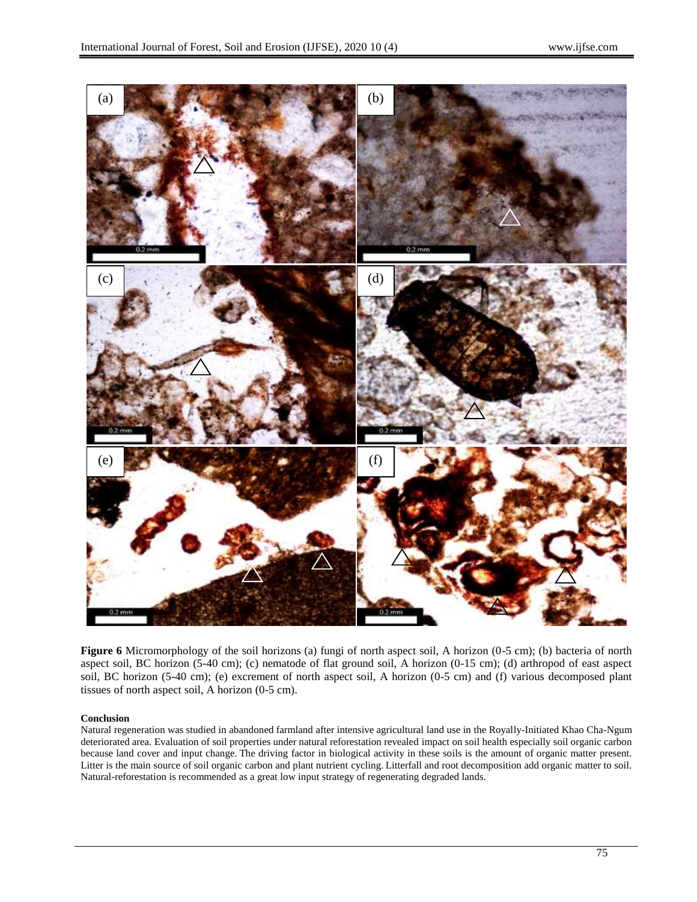**Figure 6** Micromorphology of the soil horizons (a) fungi of north aspect soil, A horizon (0-5 cm); (b) bacteria of north aspect soil, BC horizon (5-40 cm); (c) nematode of flat ground soil, A horizon (0-15 cm); (d) arthropod of east aspect soil, BC horizon (5-40 cm); (e) excrement of north aspect soil, A horizon (0-5 cm) and (f) various decomposed plant tissues of north aspect soil, A horizon (0-5 cm).

**Conclusion**

Natural regeneration was studied in abandoned farmland after intensive agricultural land use in the Royally-Initiated Khao Cha-Ngum deteriorated area. Evaluation of soil properties under natural reforestation revealed impact on soil health especially soil organic carbon because land cover and input change. The driving factor in biological activity in these soils is the amount of organic matter present. Litter is the main source of soil organic carbon and plant nutrient cycling. Litterfall and root decomposition add organic matter to soil. Natural-reforestation is recommended as a great low input strategy of regenerating degraded lands.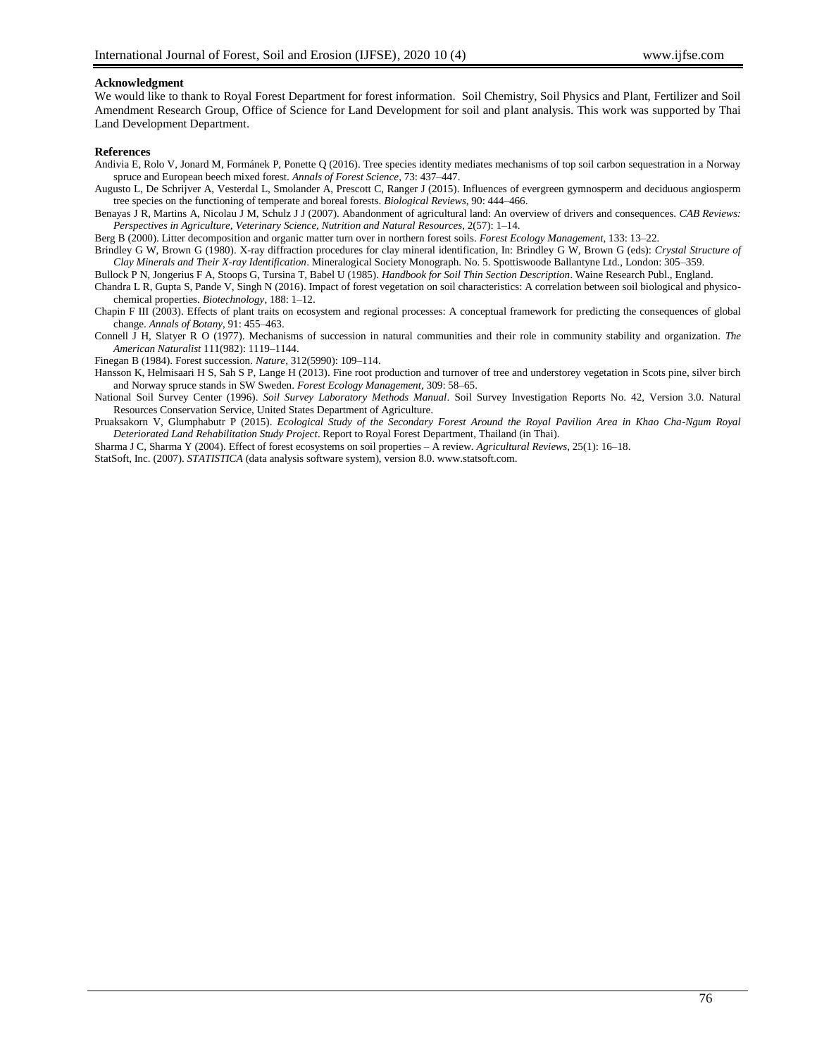**Acknowledgment**

We would like to thank to Royal Forest Department for forest information. Soil Chemistry, Soil Physics and Plant, Fertilizer and Soil Amendment Research Group, Office of Science for Land Development for soil and plant analysis. This work was supported by Thai Land Development Department.

**References**

Andivia E, Rolo V, Jonard M, Formánek P, Ponette Q (2016). Tree species identity mediates mechanisms of top soil carbon sequestration in a Norway spruce and European beech mixed forest. *Annals of Forest Science*, 73: 437–447.

Augusto L, De Schrijver A, Vesterdal L, Smolander A, Prescott C, Ranger J (2015). Influences of evergreen gymnosperm and deciduous angiosperm tree species on the functioning of temperate and boreal forests. *Biological Reviews*, 90: 444–466.

Benayas J R, Martins A, Nicolau J M, Schulz J J (2007). Abandonment of agricultural land: An overview of drivers and consequences. *CAB Reviews: Perspectives in Agriculture, Veterinary Science, Nutrition and Natural Resources*, 2(57): 1–14.

Berg B (2000). Litter decomposition and organic matter turn over in northern forest soils. *Forest Ecology Management*, 133: 13–22.

Brindley G W, Brown G (1980). X-ray diffraction procedures for clay mineral identification, In: Brindley G W, Brown G (eds): *Crystal Structure of Clay Minerals and Their X-ray Identification*. Mineralogical Society Monograph. No. 5. Spottiswoode Ballantyne Ltd., London: 305–359.

Bullock P N, Jongerius F A, Stoops G, Tursina T, Babel U (1985). *Handbook for Soil Thin Section Description*. Waine Research Publ., England.

Chandra L R, Gupta S, Pande V, Singh N (2016). Impact of forest vegetation on soil characteristics: A correlation between soil biological and physico-chemical properties. *Biotechnology*, 188: 1–12.

Chapin F III (2003). Effects of plant traits on ecosystem and regional processes: A conceptual framework for predicting the consequences of global change. *Annals of Botany*, 91: 455–463.

Connell J H, Slatyer R O (1977). Mechanisms of succession in natural communities and their role in community stability and organization. *The American Naturalist* 111(982): 1119–1144.

Finegan B (1984). Forest succession. *Nature*, 312(5990): 109–114.

Hansson K, Helmisaari H S, Sah S P, Lange H (2013). Fine root production and turnover of tree and understorey vegetation in Scots pine, silver birch and Norway spruce stands in SW Sweden. *Forest Ecology Management*, 309: 58–65.

National Soil Survey Center (1996). *Soil Survey Laboratory Methods Manual*. Soil Survey Investigation Reports No. 42, Version 3.0. Natural Resources Conservation Service, United States Department of Agriculture.

Pruaksakorn V, Glumphabutr P (2015). *Ecological Study of the Secondary Forest Around the Royal Pavilion Area in Khao Cha-Ngum Royal Deteriorated Land Rehabilitation Study Project*. Report to Royal Forest Department, Thailand (in Thai).

Sharma J C, Sharma Y (2004). Effect of forest ecosystems on soil properties – A review. *Agricultural Reviews*, 25(1): 16–18.

StatSoft, Inc. (2007). *STATISTICA* (data analysis software system), version 8.0. www.statsoft.com.